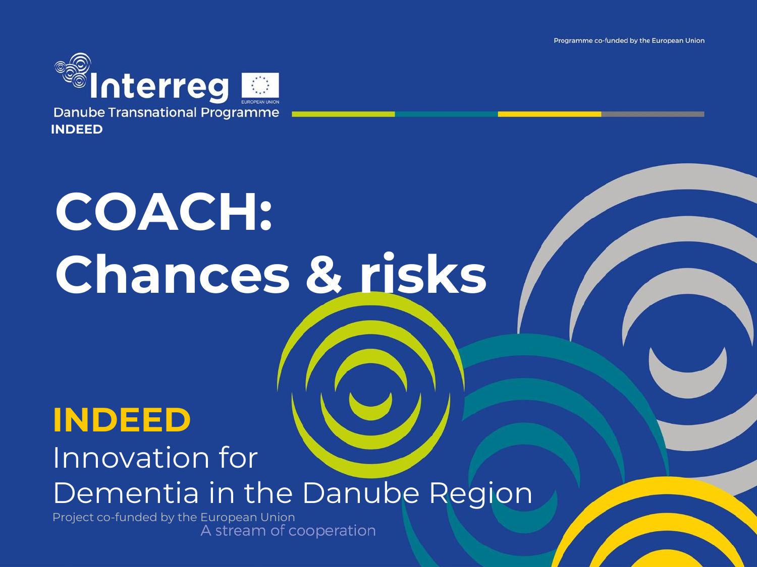Programme co-funded by the European Union

Interreg

EUROPEAN UNION

Danube Transnational Programme

INDEED

# COACH: Chances & risks

**INDEED**

Innovation for Dementia in the Danube Region

Project co-funded by the European Union

A stream of cooperation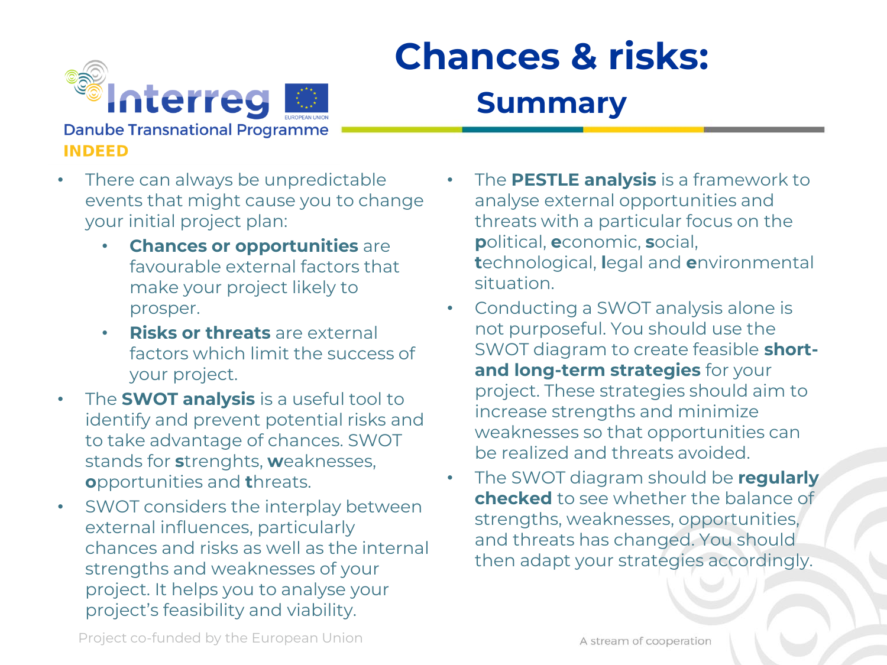Interreg
Danube Transnational Programme
INDEED

# Chances & risks:

## Summary

- There can always be unpredictable events that might cause you to change your initial project plan:
  - **Chances or opportunities** are favourable external factors that make your project likely to prosper.
  - **Risks or threats** are external factors which limit the success of your project.
- The **SWOT analysis** is a useful tool to identify and prevent potential risks and to take advantage of chances. SWOT stands for **s**trenghts, **w**eaknesses, **o**pportunities and **t**hreats.
- SWOT considers the interplay between external influences, particularly chances and risks as well as the internal strengths and weaknesses of your project. It helps you to analyse your project's feasibility and viability.
- The **PESTLE analysis** is a framework to analyse external opportunities and threats with a particular focus on the **p**olitical, **e**conomic, **s**ocial, **t**echnological, **l**egal and **e**nvironmental situation.
- Conducting a SWOT analysis alone is not purposeful. You should use the SWOT diagram to create feasible **short- and long-term strategies** for your project. These strategies should aim to increase strengths and minimize weaknesses so that opportunities can be realized and threats avoided.
- The SWOT diagram should be **regularly checked** to see whether the balance of strengths, weaknesses, opportunities, and threats has changed. You should then adapt your strategies accordingly.

Project co-funded by the European Union

A stream of cooperation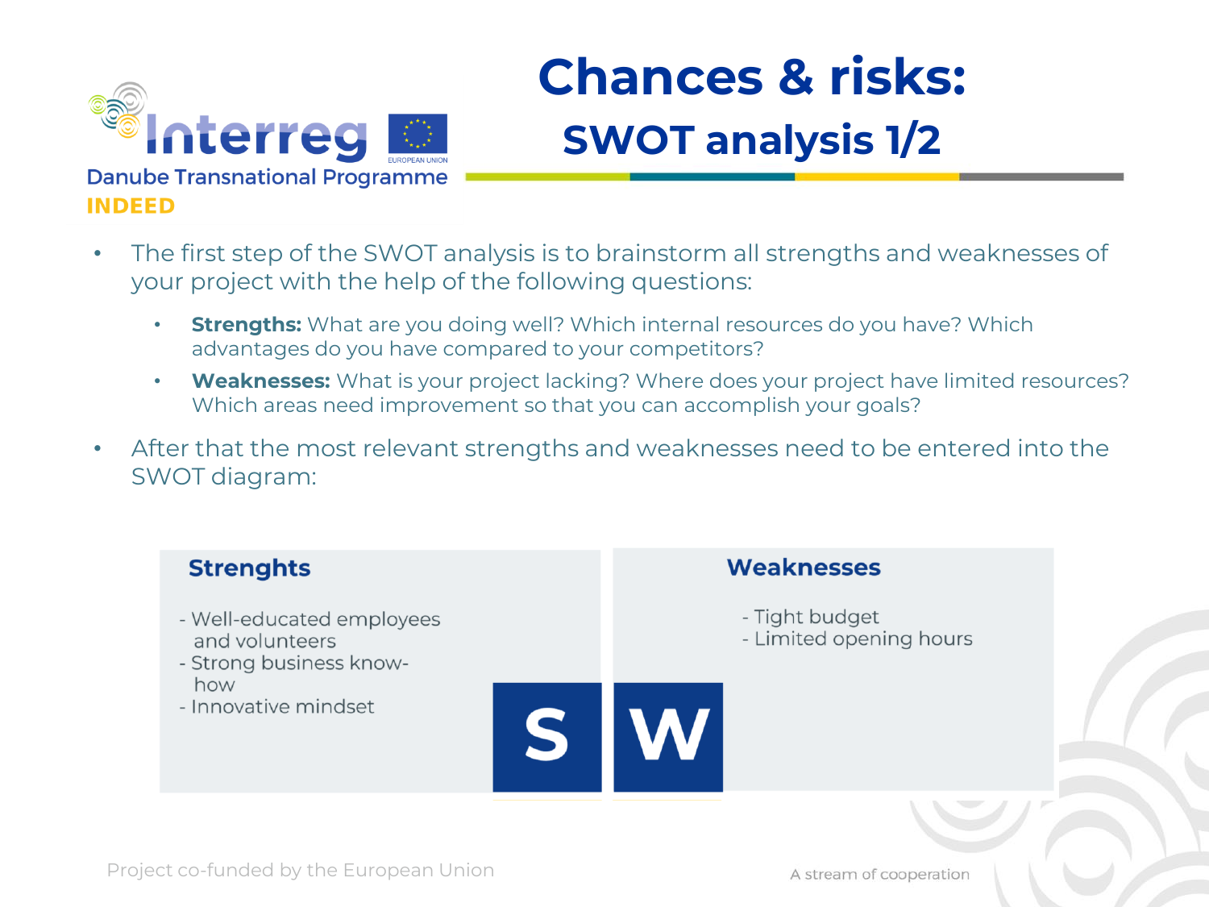# Chances & risks:

## SWOT analysis 1/2

- The first step of the SWOT analysis is to brainstorm all strengths and weaknesses of your project with the help of the following questions:
  - **Strengths:** What are you doing well? Which internal resources do you have? Which advantages do you have compared to your competitors?
  - **Weaknesses:** What is your project lacking? Where does your project have limited resources? Which areas need improvement so that you can accomplish your goals?
- After that the most relevant strengths and weaknesses need to be entered into the SWOT diagram:

| **Strenghts** (S) | **Weaknesses** (W) |
|---|---|
| - Well-educated employees and volunteers<br>- Strong business know-how<br>- Innovative mindset | - Tight budget<br>- Limited opening hours |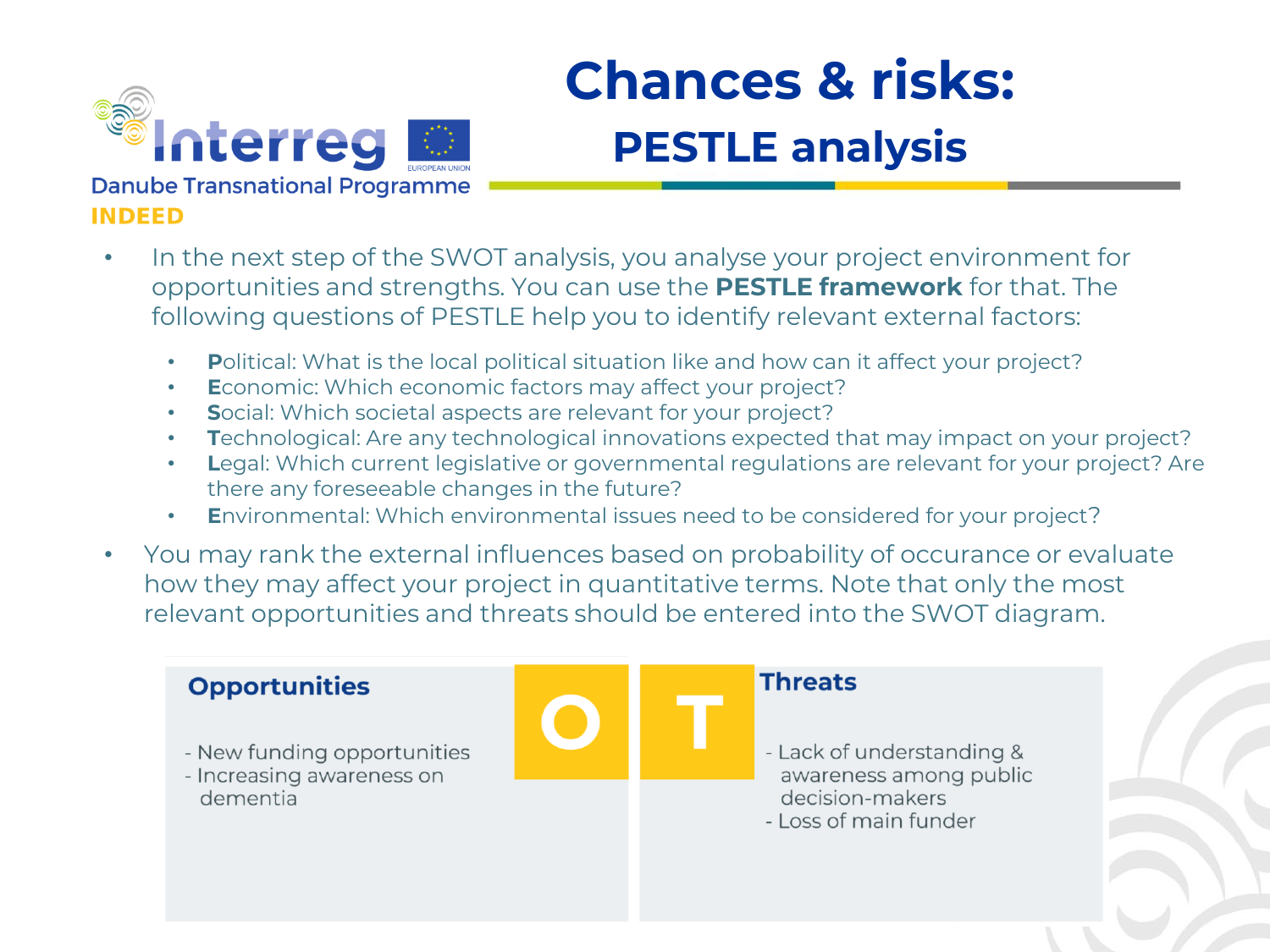Interreg Danube Transnational Programme

INDEED

# Chances & risks:

## PESTLE analysis

- In the next step of the SWOT analysis, you analyse your project environment for opportunities and strengths. You can use the **PESTLE framework** for that. The following questions of PESTLE help you to identify relevant external factors:
  - **P**olitical: What is the local political situation like and how can it affect your project?
  - **E**conomic: Which economic factors may affect your project?
  - **S**ocial: Which societal aspects are relevant for your project?
  - **T**echnological: Are any technological innovations expected that may impact on your project?
  - **L**egal: Which current legislative or governmental regulations are relevant for your project? Are there any foreseeable changes in the future?
  - **E**nvironmental: Which environmental issues need to be considered for your project?
- You may rank the external influences based on probability of occurance or evaluate how they may affect your project in quantitative terms. Note that only the most relevant opportunities and threats should be entered into the SWOT diagram.

| O – Opportunities | T – Threats |
| --- | --- |
| - New funding opportunities<br>- Increasing awareness on dementia | - Lack of understanding & awareness among public decision-makers<br>- Loss of main funder |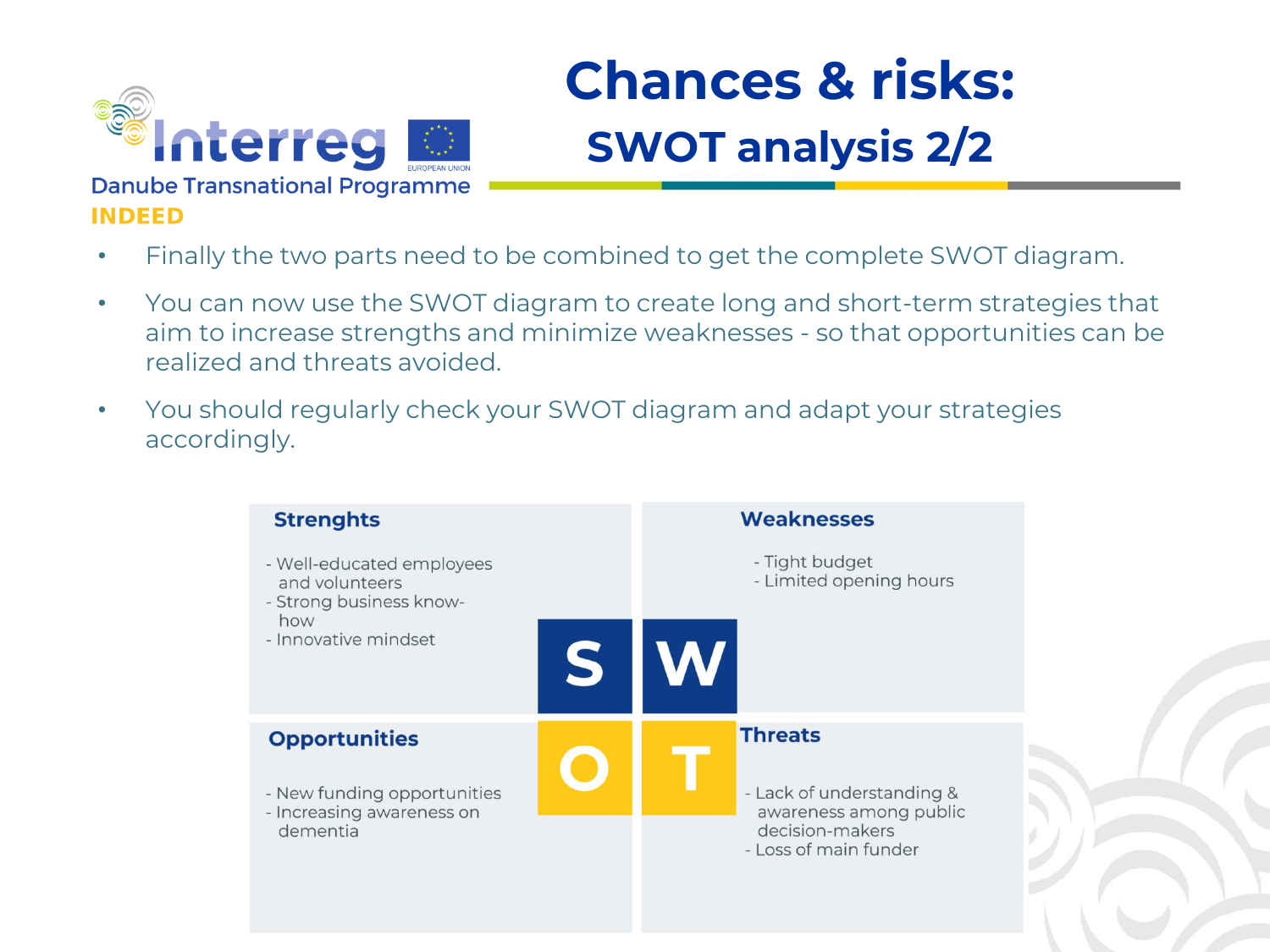# Chances & risks:

## SWOT analysis 2/2

Interreg

Danube Transnational Programme

INDEED

- Finally the two parts need to be combined to get the complete SWOT diagram.
- You can now use the SWOT diagram to create long and short-term strategies that aim to increase strengths and minimize weaknesses - so that opportunities can be realized and threats avoided.
- You should regularly check your SWOT diagram and adapt your strategies accordingly.

| | |
|---|---|
| **Strenghts**<br><br>- Well-educated employees and volunteers<br>- Strong business know-how<br>- Innovative mindset | **Weaknesses**<br><br>- Tight budget<br>- Limited opening hours |
| **Opportunities**<br><br>- New funding opportunities<br>- Increasing awareness on dementia | **Threats**<br><br>- Lack of understanding & awareness among public decision-makers<br>- Loss of main funder |